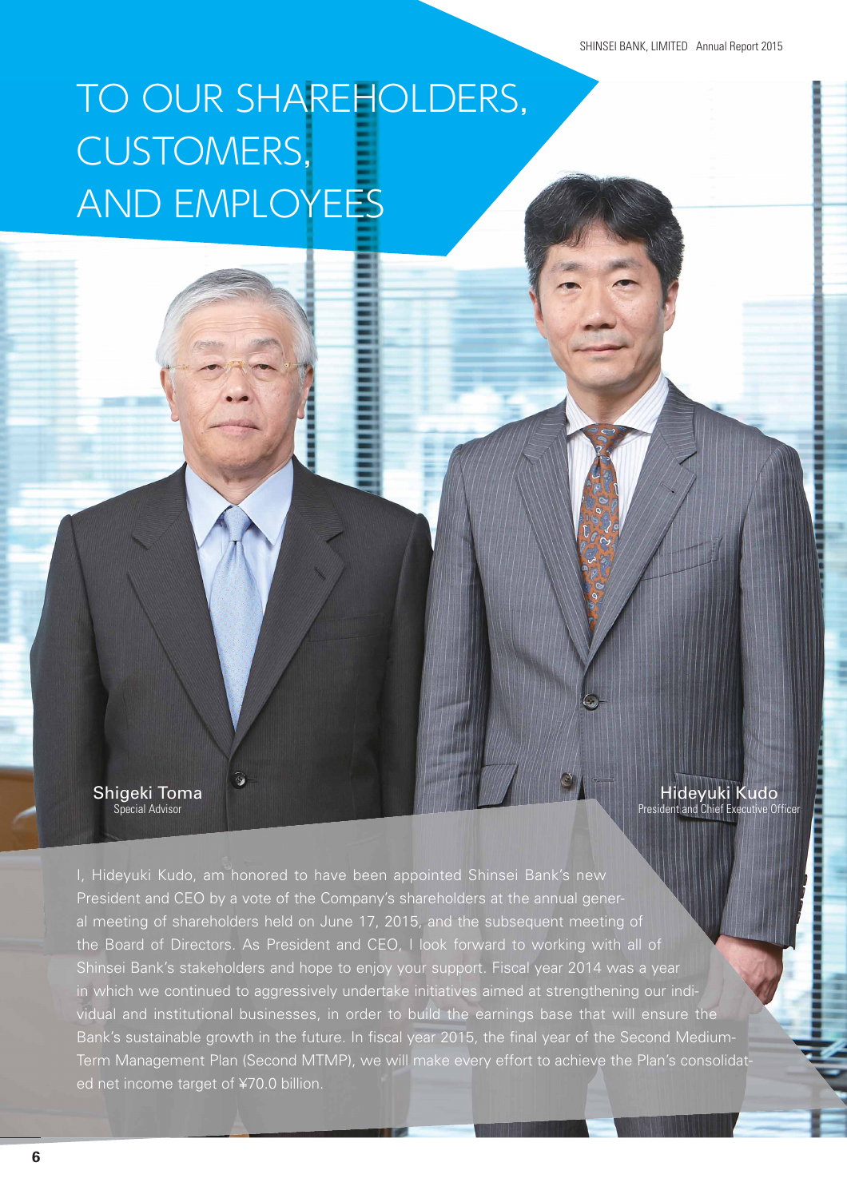# TO OUR SHAREHOLDERS, CUSTOMERS, AND EMPLOYEES

Shigeki Toma
Special Advisor

Hideyuki Kudo
President and Chief Executive Officer

I, Hideyuki Kudo, am honored to have been appointed Shinsei Bank's new President and CEO by a vote of the Company's shareholders at the annual general meeting of shareholders held on June 17, 2015, and the subsequent meeting of the Board of Directors. As President and CEO, I look forward to working with all of Shinsei Bank's stakeholders and hope to enjoy your support. Fiscal year 2014 was a year in which we continued to aggressively undertake initiatives aimed at strengthening our individual and institutional businesses, in order to build the earnings base that will ensure the Bank's sustainable growth in the future. In fiscal year 2015, the final year of the Second Medium-Term Management Plan (Second MTMP), we will make every effort to achieve the Plan's consolidated net income target of ¥70.0 billion.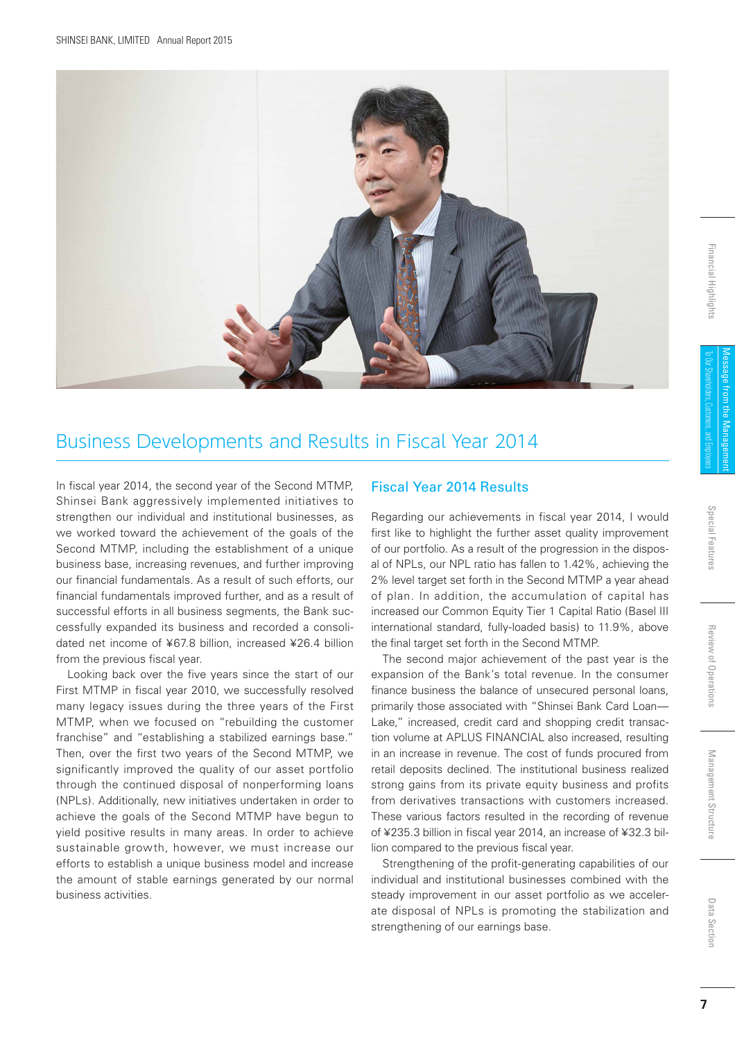## Business Developments and Results in Fiscal Year 2014

In fiscal year 2014, the second year of the Second MTMP, Shinsei Bank aggressively implemented initiatives to strengthen our individual and institutional businesses, as we worked toward the achievement of the goals of the Second MTMP, including the establishment of a unique business base, increasing revenues, and further improving our financial fundamentals. As a result of such efforts, our financial fundamentals improved further, and as a result of successful efforts in all business segments, the Bank successfully expanded its business and recorded a consolidated net income of ¥67.8 billion, increased ¥26.4 billion from the previous fiscal year.

Looking back over the five years since the start of our First MTMP in fiscal year 2010, we successfully resolved many legacy issues during the three years of the First MTMP, when we focused on "rebuilding the customer franchise" and "establishing a stabilized earnings base." Then, over the first two years of the Second MTMP, we significantly improved the quality of our asset portfolio through the continued disposal of nonperforming loans (NPLs). Additionally, new initiatives undertaken in order to achieve the goals of the Second MTMP have begun to yield positive results in many areas. In order to achieve sustainable growth, however, we must increase our efforts to establish a unique business model and increase the amount of stable earnings generated by our normal business activities.

### Fiscal Year 2014 Results

Regarding our achievements in fiscal year 2014, I would first like to highlight the further asset quality improvement of our portfolio. As a result of the progression in the disposal of NPLs, our NPL ratio has fallen to 1.42%, achieving the 2% level target set forth in the Second MTMP a year ahead of plan. In addition, the accumulation of capital has increased our Common Equity Tier 1 Capital Ratio (Basel III international standard, fully-loaded basis) to 11.9%, above the final target set forth in the Second MTMP.

The second major achievement of the past year is the expansion of the Bank's total revenue. In the consumer finance business the balance of unsecured personal loans, primarily those associated with "Shinsei Bank Card Loan—Lake," increased, credit card and shopping credit transaction volume at APLUS FINANCIAL also increased, resulting in an increase in revenue. The cost of funds procured from retail deposits declined. The institutional business realized strong gains from its private equity business and profits from derivatives transactions with customers increased. These various factors resulted in the recording of revenue of ¥235.3 billion in fiscal year 2014, an increase of ¥32.3 billion compared to the previous fiscal year.

Strengthening of the profit-generating capabilities of our individual and institutional businesses combined with the steady improvement in our asset portfolio as we accelerate disposal of NPLs is promoting the stabilization and strengthening of our earnings base.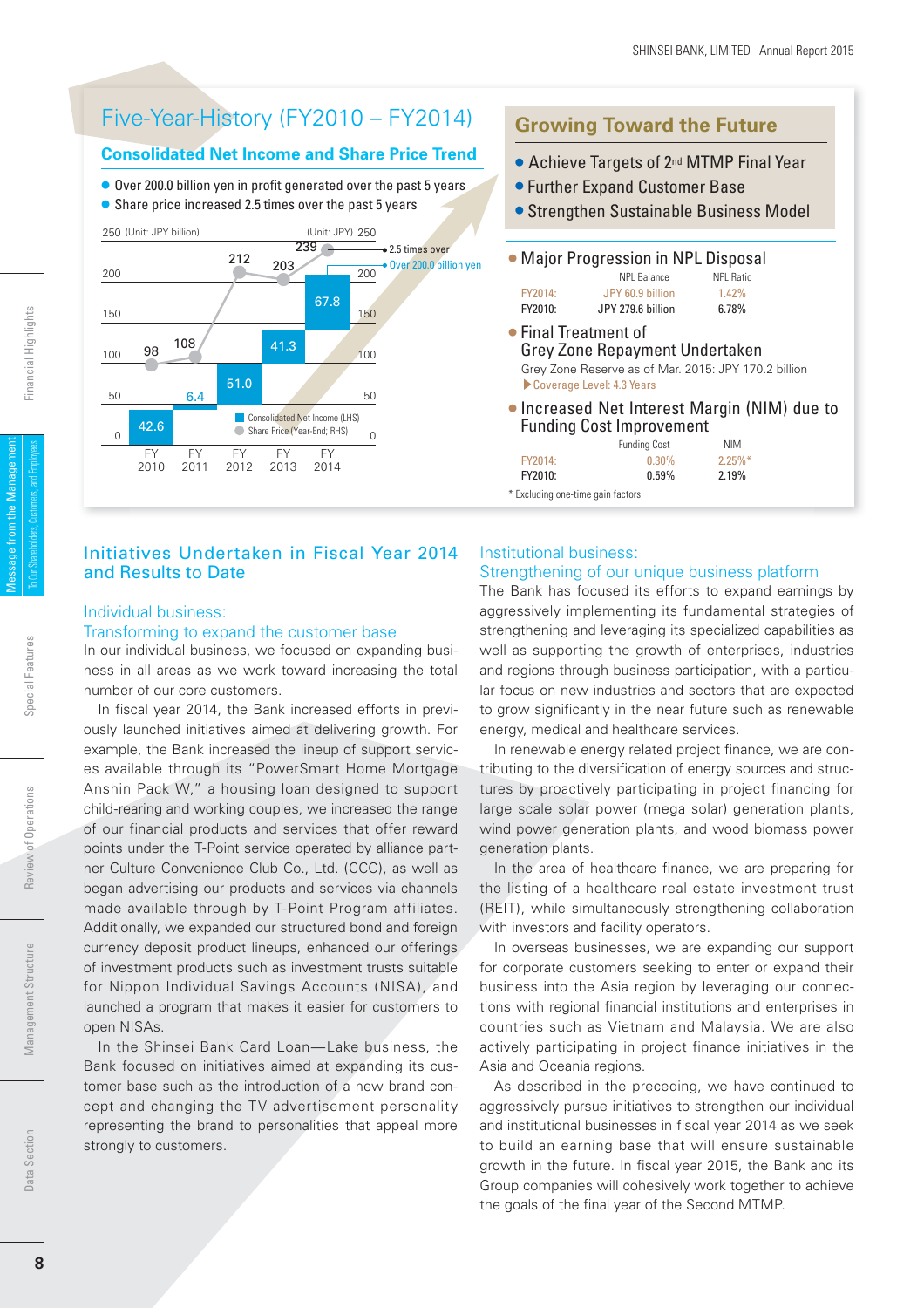# Five-Year-History (FY2010 – FY2014)

## Consolidated Net Income and Share Price Trend

- Over 200.0 billion yen in profit generated over the past 5 years
- Share price increased 2.5 times over the past 5 years

| | FY2010 | FY2011 | FY2012 | FY2013 | FY2014 |
|---|---|---|---|---|---|
| Consolidated Net Income (LHS) (Unit: JPY billion) | 42.6 | 6.4 | 51.0 | 41.3 | 67.8 |
| Share Price (Year-End; RHS) (Unit: JPY) | 98 | 108 | 212 | 203 | 239 |

- 2.5 times over
- Over 200.0 billion yen

## Growing Toward the Future

- Achieve Targets of 2nd MTMP Final Year
- Further Expand Customer Base
- Strengthen Sustainable Business Model

### Major Progression in NPL Disposal

| | NPL Balance | NPL Ratio |
|---|---|---|
| FY2014: | JPY 60.9 billion | 1.42% |
| FY2010: | JPY 279.6 billion | 6.78% |

### Final Treatment of Grey Zone Repayment Undertaken

Grey Zone Reserve as of Mar. 2015: JPY 170.2 billion

▶Coverage Level: 4.3 Years

### Increased Net Interest Margin (NIM) due to Funding Cost Improvement

| | Funding Cost | NIM |
|---|---|---|
| FY2014: | 0.30% | 2.25%* |
| FY2010: | 0.59% | 2.19% |

\* Excluding one-time gain factors

## Initiatives Undertaken in Fiscal Year 2014 and Results to Date

### Individual business: Transforming to expand the customer base

In our individual business, we focused on expanding business in all areas as we work toward increasing the total number of our core customers.

In fiscal year 2014, the Bank increased efforts in previously launched initiatives aimed at delivering growth. For example, the Bank increased the lineup of support services available through its "PowerSmart Home Mortgage Anshin Pack W," a housing loan designed to support child-rearing and working couples, we increased the range of our financial products and services that offer reward points under the T-Point service operated by alliance partner Culture Convenience Club Co., Ltd. (CCC), as well as began advertising our products and services via channels made available through by T-Point Program affiliates. Additionally, we expanded our structured bond and foreign currency deposit product lineups, enhanced our offerings of investment products such as investment trusts suitable for Nippon Individual Savings Accounts (NISA), and launched a program that makes it easier for customers to open NISAs.

In the Shinsei Bank Card Loan—Lake business, the Bank focused on initiatives aimed at expanding its customer base such as the introduction of a new brand concept and changing the TV advertisement personality representing the brand to personalities that appeal more strongly to customers.

### Institutional business: Strengthening of our unique business platform

The Bank has focused its efforts to expand earnings by aggressively implementing its fundamental strategies of strengthening and leveraging its specialized capabilities as well as supporting the growth of enterprises, industries and regions through business participation, with a particular focus on new industries and sectors that are expected to grow significantly in the near future such as renewable energy, medical and healthcare services.

In renewable energy related project finance, we are contributing to the diversification of energy sources and structures by proactively participating in project financing for large scale solar power (mega solar) generation plants, wind power generation plants, and wood biomass power generation plants.

In the area of healthcare finance, we are preparing for the listing of a healthcare real estate investment trust (REIT), while simultaneously strengthening collaboration with investors and facility operators.

In overseas businesses, we are expanding our support for corporate customers seeking to enter or expand their business into the Asia region by leveraging our connections with regional financial institutions and enterprises in countries such as Vietnam and Malaysia. We are also actively participating in project finance initiatives in the Asia and Oceania regions.

As described in the preceding, we have continued to aggressively pursue initiatives to strengthen our individual and institutional businesses in fiscal year 2014 as we seek to build an earning base that will ensure sustainable growth in the future. In fiscal year 2015, the Bank and its Group companies will cohesively work together to achieve the goals of the final year of the Second MTMP.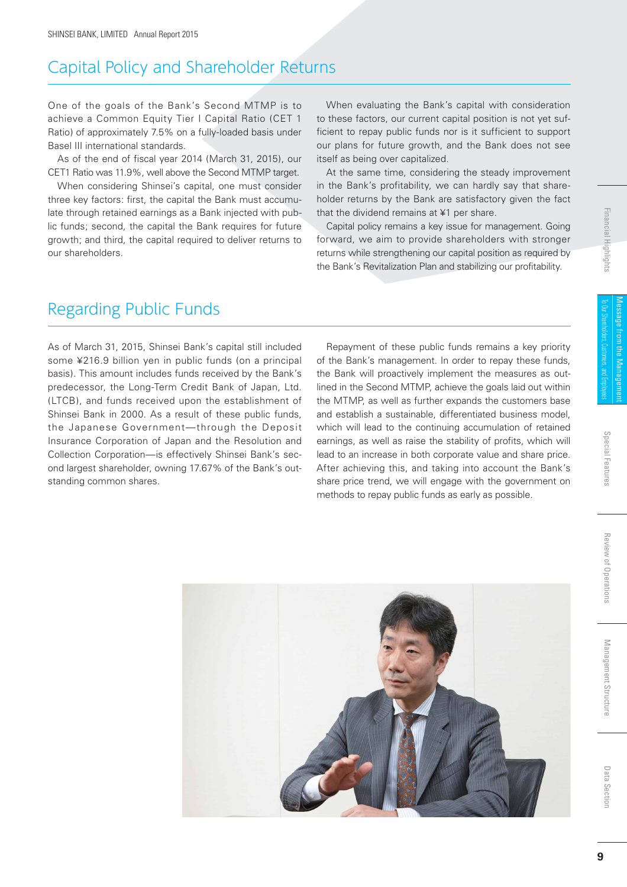## Capital Policy and Shareholder Returns

One of the goals of the Bank's Second MTMP is to achieve a Common Equity Tier I Capital Ratio (CET 1 Ratio) of approximately 7.5% on a fully-loaded basis under Basel III international standards.

As of the end of fiscal year 2014 (March 31, 2015), our CET1 Ratio was 11.9%, well above the Second MTMP target.

When considering Shinsei's capital, one must consider three key factors: first, the capital the Bank must accumulate through retained earnings as a Bank injected with public funds; second, the capital the Bank requires for future growth; and third, the capital required to deliver returns to our shareholders.

When evaluating the Bank's capital with consideration to these factors, our current capital position is not yet sufficient to repay public funds nor is it sufficient to support our plans for future growth, and the Bank does not see itself as being over capitalized.

At the same time, considering the steady improvement in the Bank's profitability, we can hardly say that shareholder returns by the Bank are satisfactory given the fact that the dividend remains at ¥1 per share.

Capital policy remains a key issue for management. Going forward, we aim to provide shareholders with stronger returns while strengthening our capital position as required by the Bank's Revitalization Plan and stabilizing our profitability.

## Regarding Public Funds

As of March 31, 2015, Shinsei Bank's capital still included some ¥216.9 billion yen in public funds (on a principal basis). This amount includes funds received by the Bank's predecessor, the Long-Term Credit Bank of Japan, Ltd. (LTCB), and funds received upon the establishment of Shinsei Bank in 2000. As a result of these public funds, the Japanese Government—through the Deposit Insurance Corporation of Japan and the Resolution and Collection Corporation—is effectively Shinsei Bank's second largest shareholder, owning 17.67% of the Bank's outstanding common shares.

Repayment of these public funds remains a key priority of the Bank's management. In order to repay these funds, the Bank will proactively implement the measures as outlined in the Second MTMP, achieve the goals laid out within the MTMP, as well as further expands the customers base and establish a sustainable, differentiated business model, which will lead to the continuing accumulation of retained earnings, as well as raise the stability of profits, which will lead to an increase in both corporate value and share price. After achieving this, and taking into account the Bank's share price trend, we will engage with the government on methods to repay public funds as early as possible.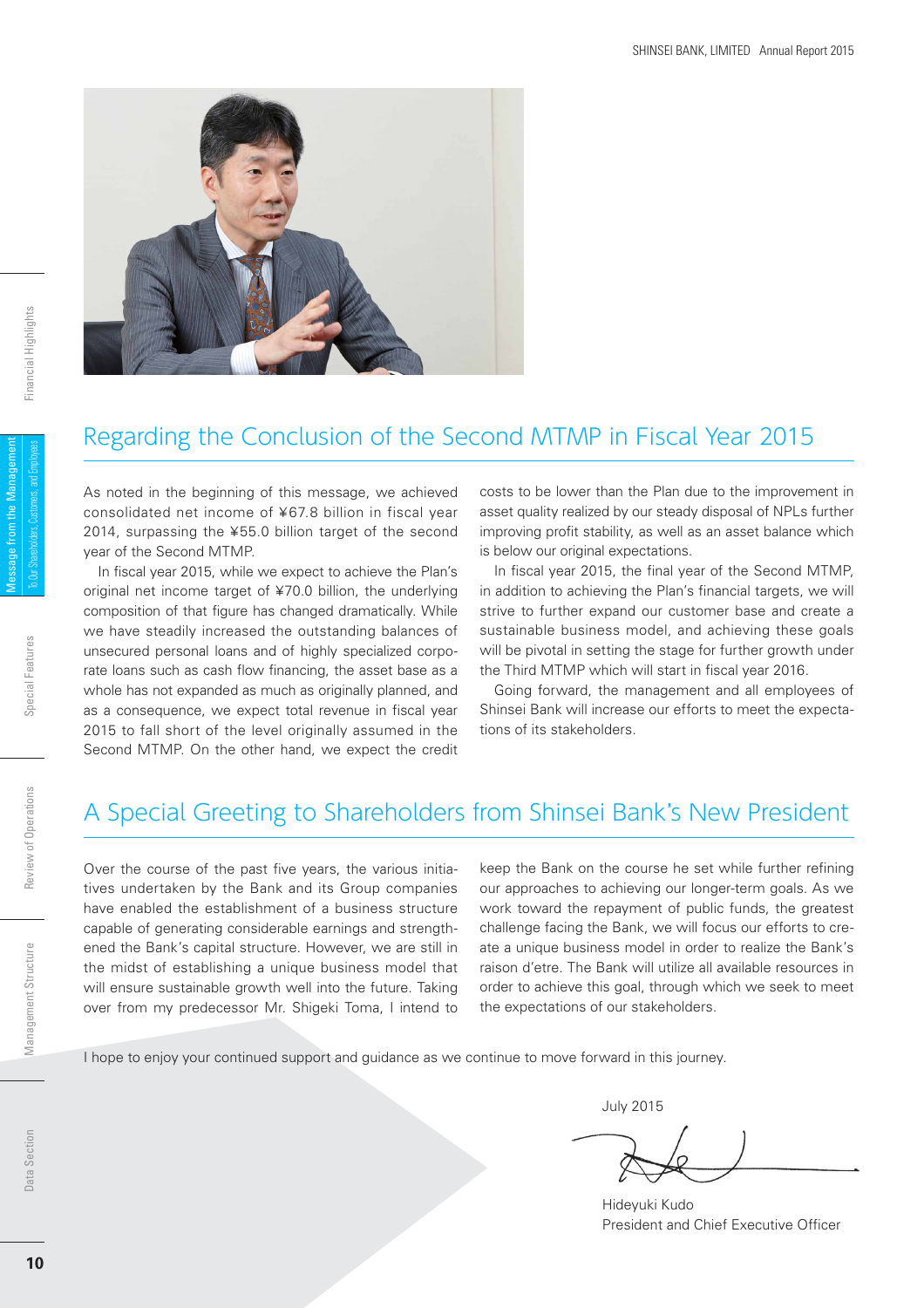## Regarding the Conclusion of the Second MTMP in Fiscal Year 2015

As noted in the beginning of this message, we achieved consolidated net income of ¥67.8 billion in fiscal year 2014, surpassing the ¥55.0 billion target of the second year of the Second MTMP.

In fiscal year 2015, while we expect to achieve the Plan's original net income target of ¥70.0 billion, the underlying composition of that figure has changed dramatically. While we have steadily increased the outstanding balances of unsecured personal loans and of highly specialized corporate loans such as cash flow financing, the asset base as a whole has not expanded as much as originally planned, and as a consequence, we expect total revenue in fiscal year 2015 to fall short of the level originally assumed in the Second MTMP. On the other hand, we expect the credit costs to be lower than the Plan due to the improvement in asset quality realized by our steady disposal of NPLs further improving profit stability, as well as an asset balance which is below our original expectations.

In fiscal year 2015, the final year of the Second MTMP, in addition to achieving the Plan's financial targets, we will strive to further expand our customer base and create a sustainable business model, and achieving these goals will be pivotal in setting the stage for further growth under the Third MTMP which will start in fiscal year 2016.

Going forward, the management and all employees of Shinsei Bank will increase our efforts to meet the expectations of its stakeholders.

## A Special Greeting to Shareholders from Shinsei Bank's New President

Over the course of the past five years, the various initiatives undertaken by the Bank and its Group companies have enabled the establishment of a business structure capable of generating considerable earnings and strengthened the Bank's capital structure. However, we are still in the midst of establishing a unique business model that will ensure sustainable growth well into the future. Taking over from my predecessor Mr. Shigeki Toma, I intend to keep the Bank on the course he set while further refining our approaches to achieving our longer-term goals. As we work toward the repayment of public funds, the greatest challenge facing the Bank, we will focus our efforts to create a unique business model in order to realize the Bank's raison d'etre. The Bank will utilize all available resources in order to achieve this goal, through which we seek to meet the expectations of our stakeholders.

I hope to enjoy your continued support and guidance as we continue to move forward in this journey.

July 2015

Hideyuki Kudo
President and Chief Executive Officer